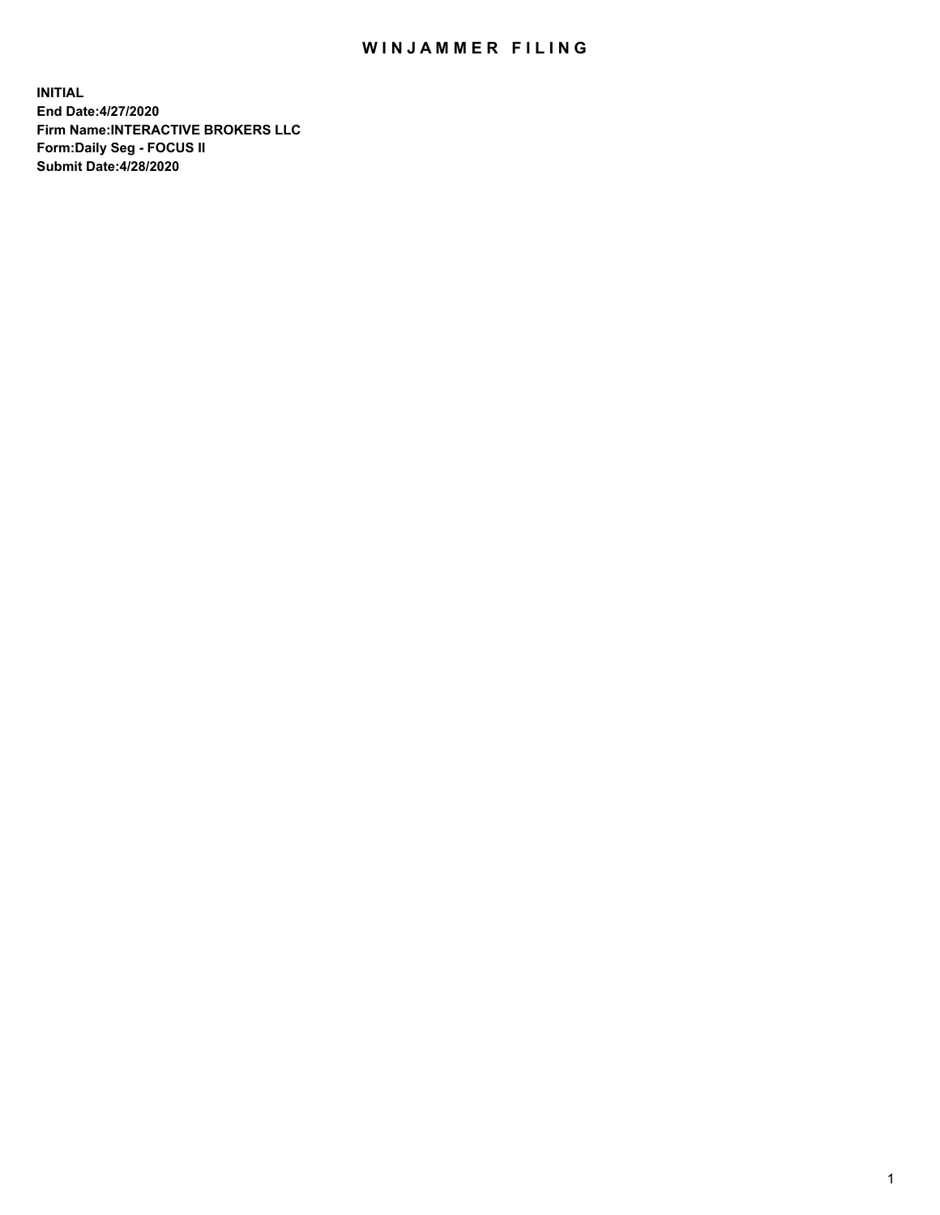# WINJAMMER FILING

**INITIAL**
**End Date:4/27/2020**
**Firm Name:INTERACTIVE BROKERS LLC**
**Form:Daily Seg - FOCUS II**
**Submit Date:4/28/2020**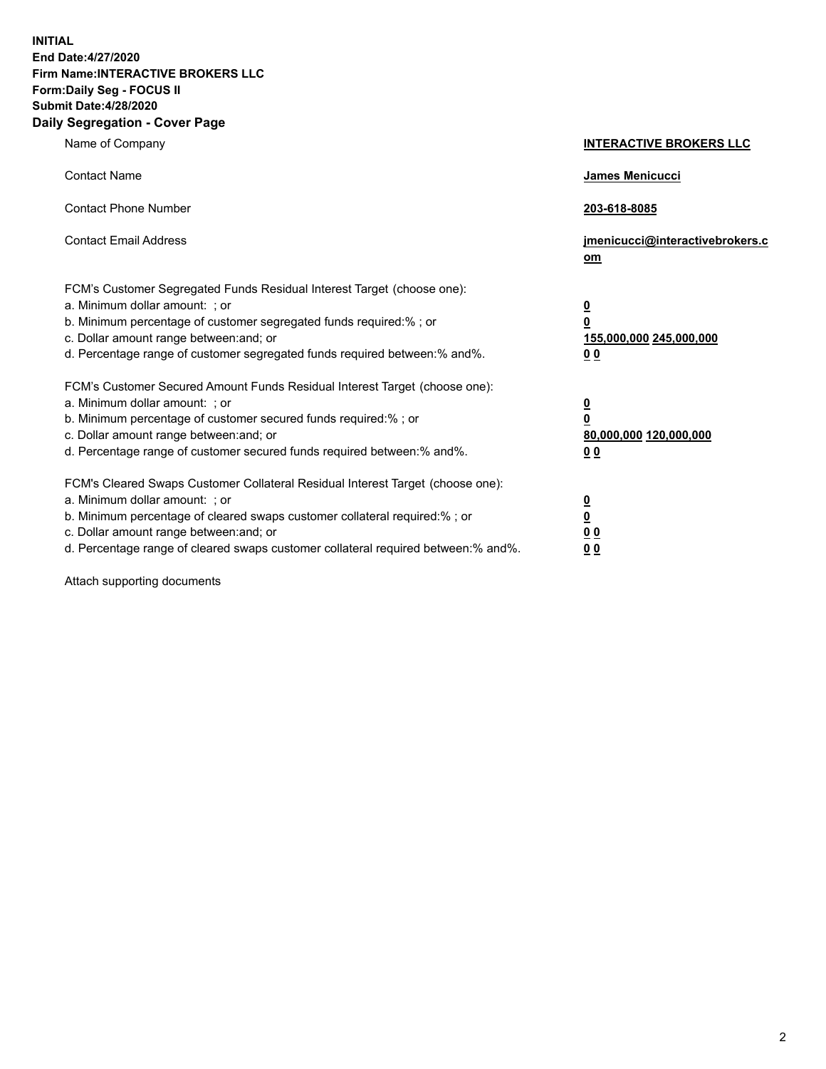**INITIAL**
**End Date:4/27/2020**
**Firm Name:INTERACTIVE BROKERS LLC**
**Form:Daily Seg - FOCUS II**
**Submit Date:4/28/2020**
**Daily Segregation - Cover Page**

| | |
|---|---|
| Name of Company | **INTERACTIVE BROKERS LLC** |
| Contact Name | **James Menicucci** |
| Contact Phone Number | **203-618-8085** |
| Contact Email Address | **jmenicucci@interactivebrokers.com** |
| FCM's Customer Segregated Funds Residual Interest Target (choose one): | |
| a. Minimum dollar amount: ; or | **0** |
| b. Minimum percentage of customer segregated funds required:% ; or | **0** |
| c. Dollar amount range between:and; or | **155,000,000 245,000,000** |
| d. Percentage range of customer segregated funds required between:% and%. | **0 0** |
| FCM's Customer Secured Amount Funds Residual Interest Target (choose one): | |
| a. Minimum dollar amount: ; or | **0** |
| b. Minimum percentage of customer secured funds required:% ; or | **0** |
| c. Dollar amount range between:and; or | **80,000,000 120,000,000** |
| d. Percentage range of customer secured funds required between:% and%. | **0 0** |
| FCM's Cleared Swaps Customer Collateral Residual Interest Target (choose one): | |
| a. Minimum dollar amount: ; or | **0** |
| b. Minimum percentage of cleared swaps customer collateral required:% ; or | **0** |
| c. Dollar amount range between:and; or | **0 0** |
| d. Percentage range of cleared swaps customer collateral required between:% and%. | **0 0** |

Attach supporting documents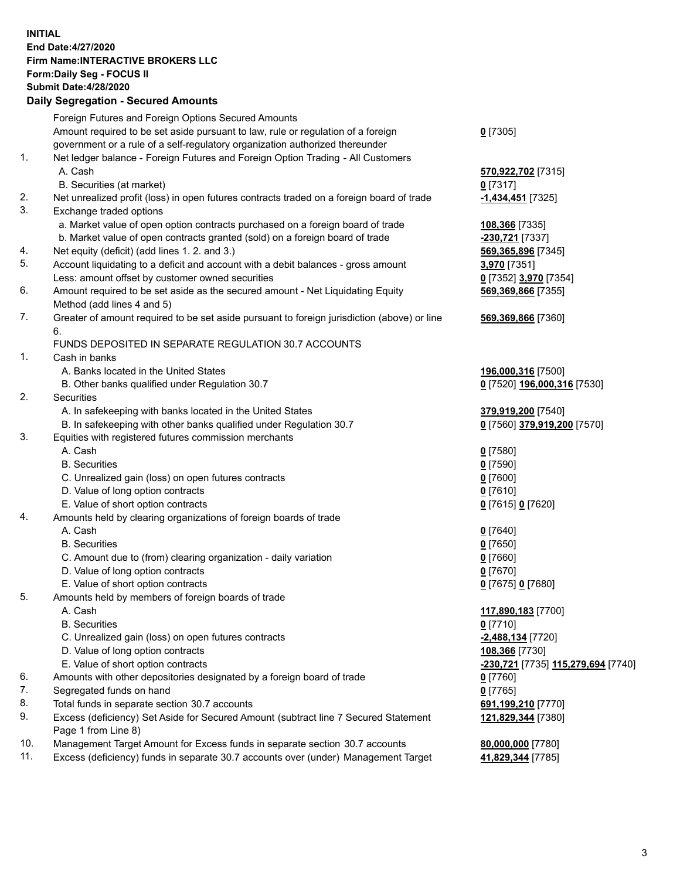**INITIAL**
**End Date:4/27/2020**
**Firm Name:INTERACTIVE BROKERS LLC**
**Form:Daily Seg - FOCUS II**
**Submit Date:4/28/2020**

### Daily Segregation - Secured Amounts

| | | |
|---|---|---|
| | Foreign Futures and Foreign Options Secured Amounts | |
| | Amount required to be set aside pursuant to law, rule or regulation of a foreign government or a rule of a self-regulatory organization authorized thereunder | **0** [7305] |
| 1. | Net ledger balance - Foreign Futures and Foreign Option Trading - All Customers | |
| | A. Cash | **570,922,702** [7315] |
| | B. Securities (at market) | **0** [7317] |
| 2. | Net unrealized profit (loss) in open futures contracts traded on a foreign board of trade | **-1,434,451** [7325] |
| 3. | Exchange traded options | |
| | a. Market value of open option contracts purchased on a foreign board of trade | **108,366** [7335] |
| | b. Market value of open contracts granted (sold) on a foreign board of trade | **-230,721** [7337] |
| 4. | Net equity (deficit) (add lines 1. 2. and 3.) | **569,365,896** [7345] |
| 5. | Account liquidating to a deficit and account with a debit balances - gross amount | **3,970** [7351] |
| | Less: amount offset by customer owned securities | **0** [7352] **3,970** [7354] |
| 6. | Amount required to be set aside as the secured amount - Net Liquidating Equity Method (add lines 4 and 5) | **569,369,866** [7355] |
| 7. | Greater of amount required to be set aside pursuant to foreign jurisdiction (above) or line 6. | **569,369,866** [7360] |
| | FUNDS DEPOSITED IN SEPARATE REGULATION 30.7 ACCOUNTS | |
| 1. | Cash in banks | |
| | A. Banks located in the United States | **196,000,316** [7500] |
| | B. Other banks qualified under Regulation 30.7 | **0** [7520] **196,000,316** [7530] |
| 2. | Securities | |
| | A. In safekeeping with banks located in the United States | **379,919,200** [7540] |
| | B. In safekeeping with other banks qualified under Regulation 30.7 | **0** [7560] **379,919,200** [7570] |
| 3. | Equities with registered futures commission merchants | |
| | A. Cash | **0** [7580] |
| | B. Securities | **0** [7590] |
| | C. Unrealized gain (loss) on open futures contracts | **0** [7600] |
| | D. Value of long option contracts | **0** [7610] |
| | E. Value of short option contracts | **0** [7615] **0** [7620] |
| 4. | Amounts held by clearing organizations of foreign boards of trade | |
| | A. Cash | **0** [7640] |
| | B. Securities | **0** [7650] |
| | C. Amount due to (from) clearing organization - daily variation | **0** [7660] |
| | D. Value of long option contracts | **0** [7670] |
| | E. Value of short option contracts | **0** [7675] **0** [7680] |
| 5. | Amounts held by members of foreign boards of trade | |
| | A. Cash | **117,890,183** [7700] |
| | B. Securities | **0** [7710] |
| | C. Unrealized gain (loss) on open futures contracts | **-2,488,134** [7720] |
| | D. Value of long option contracts | **108,366** [7730] |
| | E. Value of short option contracts | **-230,721** [7735] **115,279,694** [7740] |
| 6. | Amounts with other depositories designated by a foreign board of trade | **0** [7760] |
| 7. | Segregated funds on hand | **0** [7765] |
| 8. | Total funds in separate section 30.7 accounts | **691,199,210** [7770] |
| 9. | Excess (deficiency) Set Aside for Secured Amount (subtract line 7 Secured Statement Page 1 from Line 8) | **121,829,344** [7380] |
| 10. | Management Target Amount for Excess funds in separate section 30.7 accounts | **80,000,000** [7780] |
| 11. | Excess (deficiency) funds in separate 30.7 accounts over (under) Management Target | **41,829,344** [7785] |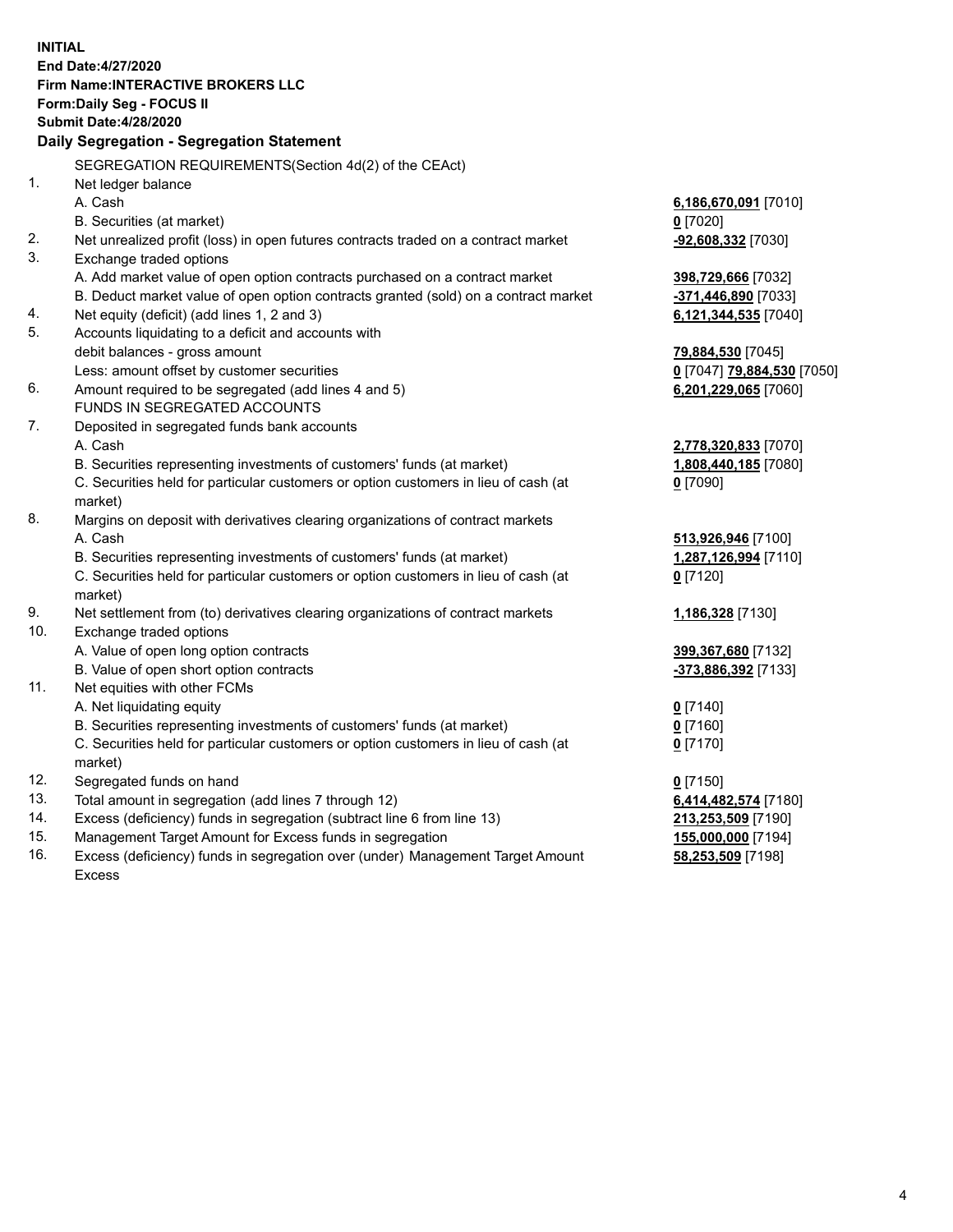**INITIAL**
**End Date:4/27/2020**
**Firm Name:INTERACTIVE BROKERS LLC**
**Form:Daily Seg - FOCUS II**
**Submit Date:4/28/2020**

**Daily Segregation - Segregation Statement**

SEGREGATION REQUIREMENTS(Section 4d(2) of the CEAct)

| | | |
|---|---|---|
| 1. | Net ledger balance | |
| | A. Cash | **6,186,670,091** [7010] |
| | B. Securities (at market) | **0** [7020] |
| 2. | Net unrealized profit (loss) in open futures contracts traded on a contract market | **-92,608,332** [7030] |
| 3. | Exchange traded options | |
| | A. Add market value of open option contracts purchased on a contract market | **398,729,666** [7032] |
| | B. Deduct market value of open option contracts granted (sold) on a contract market | **-371,446,890** [7033] |
| 4. | Net equity (deficit) (add lines 1, 2 and 3) | **6,121,344,535** [7040] |
| 5. | Accounts liquidating to a deficit and accounts with debit balances - gross amount | **79,884,530** [7045] |
| | Less: amount offset by customer securities | **0** [7047] **79,884,530** [7050] |
| 6. | Amount required to be segregated (add lines 4 and 5) | **6,201,229,065** [7060] |
| | FUNDS IN SEGREGATED ACCOUNTS | |
| 7. | Deposited in segregated funds bank accounts | |
| | A. Cash | **2,778,320,833** [7070] |
| | B. Securities representing investments of customers' funds (at market) | **1,808,440,185** [7080] |
| | C. Securities held for particular customers or option customers in lieu of cash (at market) | **0** [7090] |
| 8. | Margins on deposit with derivatives clearing organizations of contract markets | |
| | A. Cash | **513,926,946** [7100] |
| | B. Securities representing investments of customers' funds (at market) | **1,287,126,994** [7110] |
| | C. Securities held for particular customers or option customers in lieu of cash (at market) | **0** [7120] |
| 9. | Net settlement from (to) derivatives clearing organizations of contract markets | **1,186,328** [7130] |
| 10. | Exchange traded options | |
| | A. Value of open long option contracts | **399,367,680** [7132] |
| | B. Value of open short option contracts | **-373,886,392** [7133] |
| 11. | Net equities with other FCMs | |
| | A. Net liquidating equity | **0** [7140] |
| | B. Securities representing investments of customers' funds (at market) | **0** [7160] |
| | C. Securities held for particular customers or option customers in lieu of cash (at market) | **0** [7170] |
| 12. | Segregated funds on hand | **0** [7150] |
| 13. | Total amount in segregation (add lines 7 through 12) | **6,414,482,574** [7180] |
| 14. | Excess (deficiency) funds in segregation (subtract line 6 from line 13) | **213,253,509** [7190] |
| 15. | Management Target Amount for Excess funds in segregation | **155,000,000** [7194] |
| 16. | Excess (deficiency) funds in segregation over (under) Management Target Amount Excess | **58,253,509** [7198] |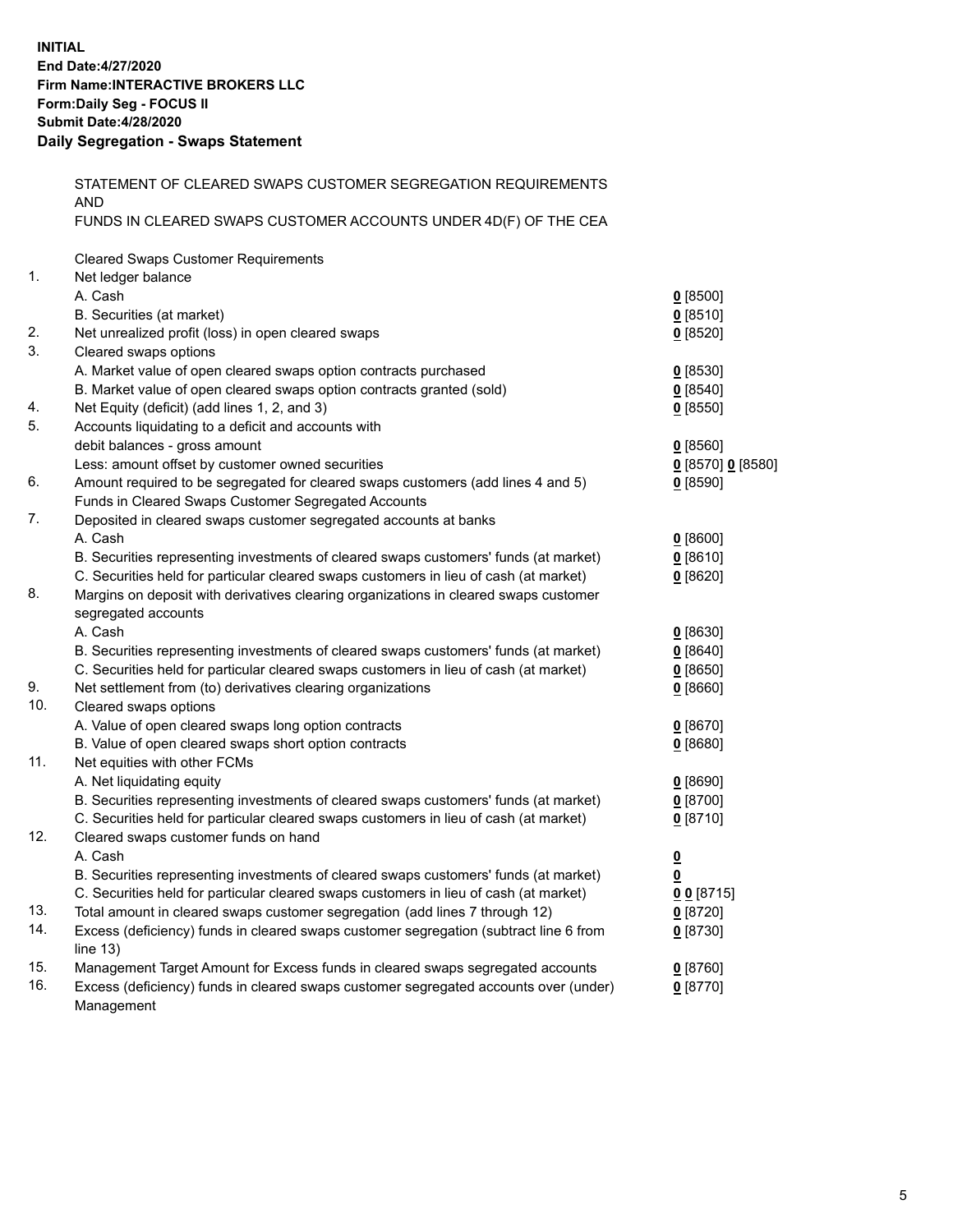**INITIAL**
**End Date:4/27/2020**
**Firm Name:INTERACTIVE BROKERS LLC**
**Form:Daily Seg - FOCUS II**
**Submit Date:4/28/2020**
**Daily Segregation - Swaps Statement**

STATEMENT OF CLEARED SWAPS CUSTOMER SEGREGATION REQUIREMENTS AND FUNDS IN CLEARED SWAPS CUSTOMER ACCOUNTS UNDER 4D(F) OF THE CEA

| | | |
|---|---|---|
| | Cleared Swaps Customer Requirements | |
| 1. | Net ledger balance | |
| | A. Cash | 0 [8500] |
| | B. Securities (at market) | 0 [8510] |
| 2. | Net unrealized profit (loss) in open cleared swaps | 0 [8520] |
| 3. | Cleared swaps options | |
| | A. Market value of open cleared swaps option contracts purchased | 0 [8530] |
| | B. Market value of open cleared swaps option contracts granted (sold) | 0 [8540] |
| 4. | Net Equity (deficit) (add lines 1, 2, and 3) | 0 [8550] |
| 5. | Accounts liquidating to a deficit and accounts with debit balances - gross amount | 0 [8560] |
| | Less: amount offset by customer owned securities | 0 [8570] 0 [8580] |
| 6. | Amount required to be segregated for cleared swaps customers (add lines 4 and 5) | 0 [8590] |
| | Funds in Cleared Swaps Customer Segregated Accounts | |
| 7. | Deposited in cleared swaps customer segregated accounts at banks | |
| | A. Cash | 0 [8600] |
| | B. Securities representing investments of cleared swaps customers' funds (at market) | 0 [8610] |
| | C. Securities held for particular cleared swaps customers in lieu of cash (at market) | 0 [8620] |
| 8. | Margins on deposit with derivatives clearing organizations in cleared swaps customer segregated accounts | |
| | A. Cash | 0 [8630] |
| | B. Securities representing investments of cleared swaps customers' funds (at market) | 0 [8640] |
| | C. Securities held for particular cleared swaps customers in lieu of cash (at market) | 0 [8650] |
| 9. | Net settlement from (to) derivatives clearing organizations | 0 [8660] |
| 10. | Cleared swaps options | |
| | A. Value of open cleared swaps long option contracts | 0 [8670] |
| | B. Value of open cleared swaps short option contracts | 0 [8680] |
| 11. | Net equities with other FCMs | |
| | A. Net liquidating equity | 0 [8690] |
| | B. Securities representing investments of cleared swaps customers' funds (at market) | 0 [8700] |
| | C. Securities held for particular cleared swaps customers in lieu of cash (at market) | 0 [8710] |
| 12. | Cleared swaps customer funds on hand | |
| | A. Cash | 0 |
| | B. Securities representing investments of cleared swaps customers' funds (at market) | 0 |
| | C. Securities held for particular cleared swaps customers in lieu of cash (at market) | 0 0 [8715] |
| 13. | Total amount in cleared swaps customer segregation (add lines 7 through 12) | 0 [8720] |
| 14. | Excess (deficiency) funds in cleared swaps customer segregation (subtract line 6 from line 13) | 0 [8730] |
| 15. | Management Target Amount for Excess funds in cleared swaps segregated accounts | 0 [8760] |
| 16. | Excess (deficiency) funds in cleared swaps customer segregated accounts over (under) Management | 0 [8770] |